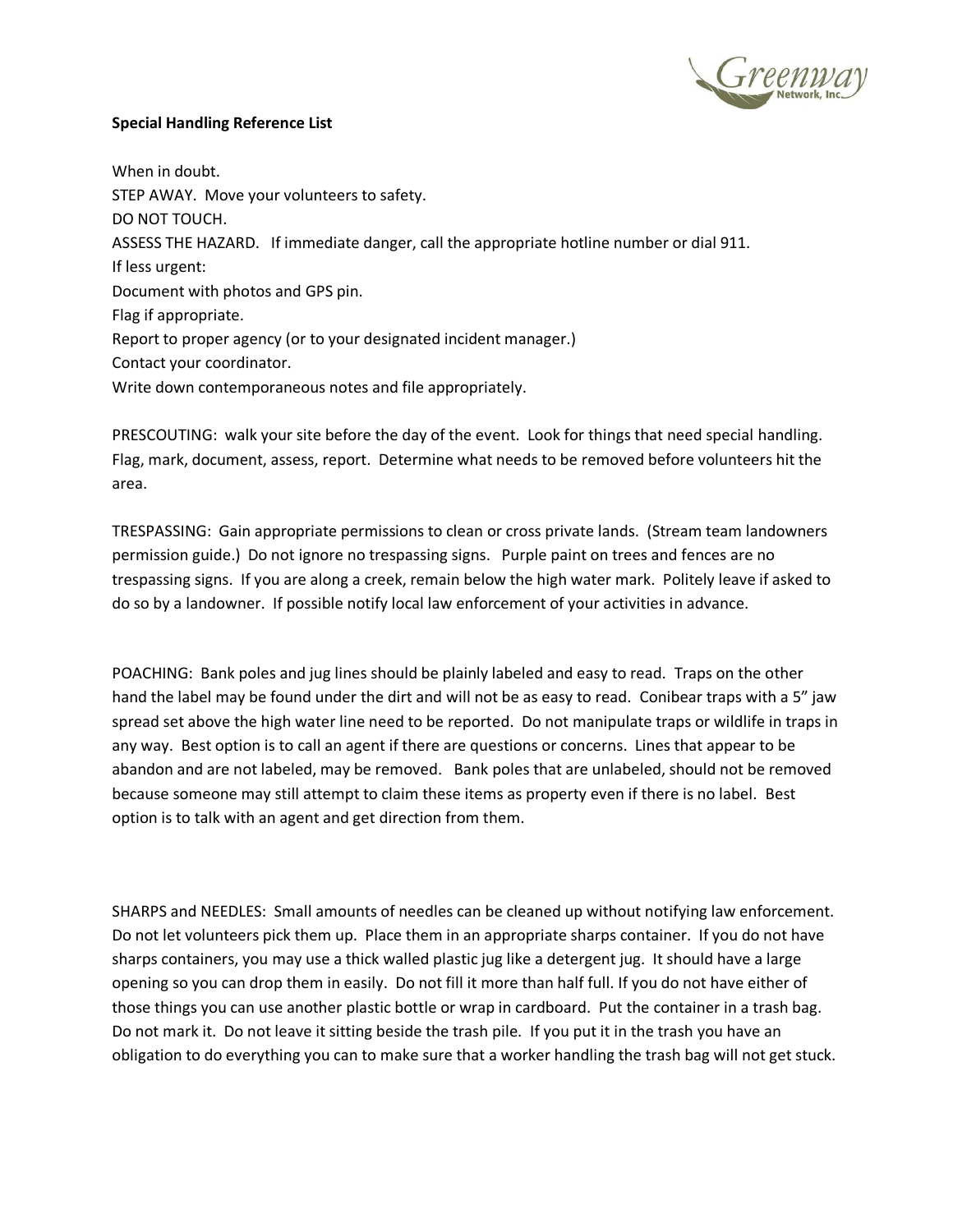**Special Handling Reference List**

When in doubt.
STEP AWAY. Move your volunteers to safety.
DO NOT TOUCH.
ASSESS THE HAZARD. If immediate danger, call the appropriate hotline number or dial 911.
If less urgent:
Document with photos and GPS pin.
Flag if appropriate.
Report to proper agency (or to your designated incident manager.)
Contact your coordinator.
Write down contemporaneous notes and file appropriately.

PRESCOUTING: walk your site before the day of the event. Look for things that need special handling. Flag, mark, document, assess, report. Determine what needs to be removed before volunteers hit the area.

TRESPASSING: Gain appropriate permissions to clean or cross private lands. (Stream team landowners permission guide.) Do not ignore no trespassing signs. Purple paint on trees and fences are no trespassing signs. If you are along a creek, remain below the high water mark. Politely leave if asked to do so by a landowner. If possible notify local law enforcement of your activities in advance.

POACHING: Bank poles and jug lines should be plainly labeled and easy to read. Traps on the other hand the label may be found under the dirt and will not be as easy to read. Conibear traps with a 5" jaw spread set above the high water line need to be reported. Do not manipulate traps or wildlife in traps in any way. Best option is to call an agent if there are questions or concerns. Lines that appear to be abandon and are not labeled, may be removed. Bank poles that are unlabeled, should not be removed because someone may still attempt to claim these items as property even if there is no label. Best option is to talk with an agent and get direction from them.

SHARPS and NEEDLES: Small amounts of needles can be cleaned up without notifying law enforcement. Do not let volunteers pick them up. Place them in an appropriate sharps container. If you do not have sharps containers, you may use a thick walled plastic jug like a detergent jug. It should have a large opening so you can drop them in easily. Do not fill it more than half full. If you do not have either of those things you can use another plastic bottle or wrap in cardboard. Put the container in a trash bag. Do not mark it. Do not leave it sitting beside the trash pile. If you put it in the trash you have an obligation to do everything you can to make sure that a worker handling the trash bag will not get stuck.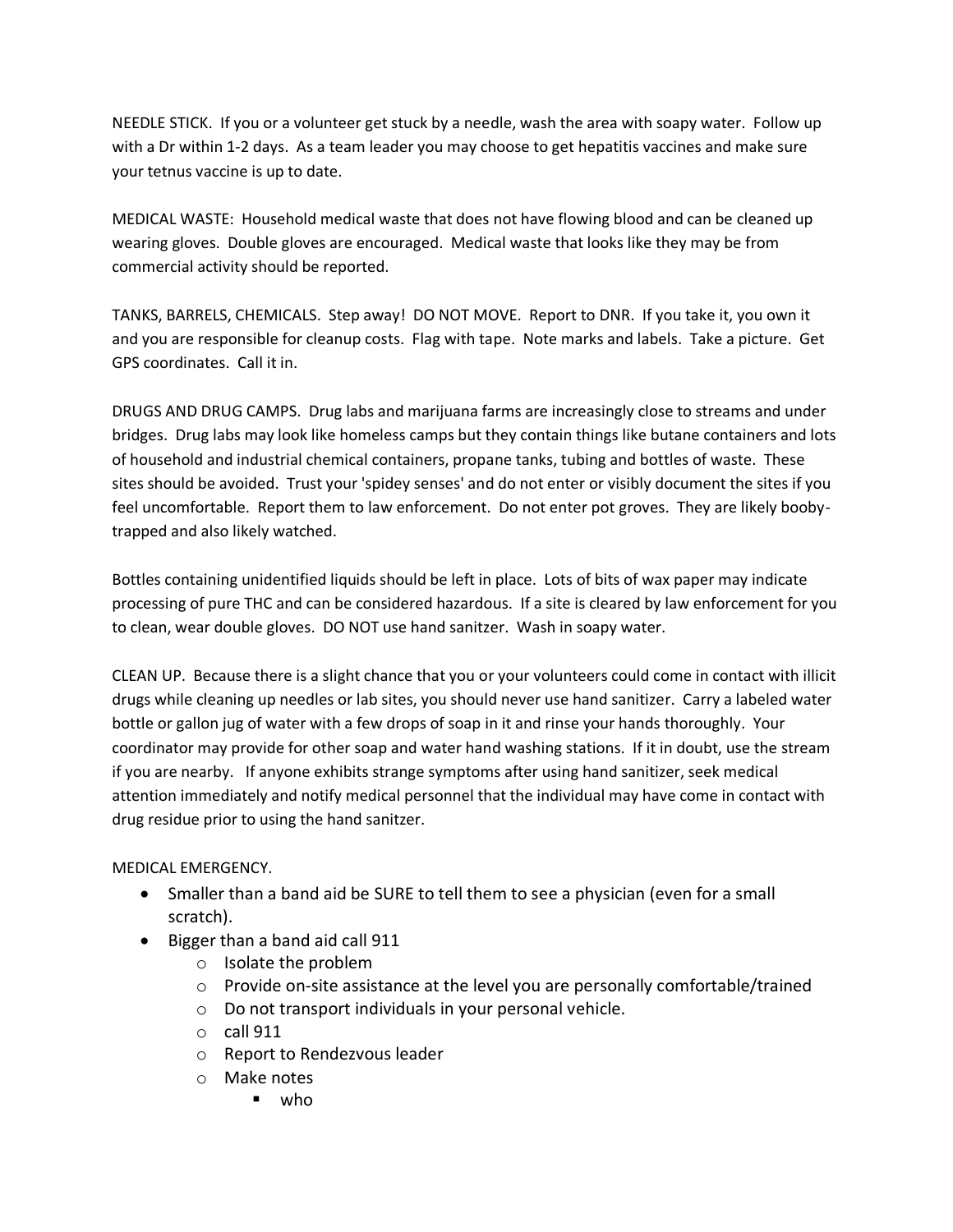NEEDLE STICK. If you or a volunteer get stuck by a needle, wash the area with soapy water. Follow up with a Dr within 1-2 days. As a team leader you may choose to get hepatitis vaccines and make sure your tetnus vaccine is up to date.

MEDICAL WASTE: Household medical waste that does not have flowing blood and can be cleaned up wearing gloves. Double gloves are encouraged. Medical waste that looks like they may be from commercial activity should be reported.

TANKS, BARRELS, CHEMICALS. Step away! DO NOT MOVE. Report to DNR. If you take it, you own it and you are responsible for cleanup costs. Flag with tape. Note marks and labels. Take a picture. Get GPS coordinates. Call it in.

DRUGS AND DRUG CAMPS. Drug labs and marijuana farms are increasingly close to streams and under bridges. Drug labs may look like homeless camps but they contain things like butane containers and lots of household and industrial chemical containers, propane tanks, tubing and bottles of waste. These sites should be avoided. Trust your 'spidey senses' and do not enter or visibly document the sites if you feel uncomfortable. Report them to law enforcement. Do not enter pot groves. They are likely booby-trapped and also likely watched.

Bottles containing unidentified liquids should be left in place. Lots of bits of wax paper may indicate processing of pure THC and can be considered hazardous. If a site is cleared by law enforcement for you to clean, wear double gloves. DO NOT use hand sanitzer. Wash in soapy water.

CLEAN UP. Because there is a slight chance that you or your volunteers could come in contact with illicit drugs while cleaning up needles or lab sites, you should never use hand sanitizer. Carry a labeled water bottle or gallon jug of water with a few drops of soap in it and rinse your hands thoroughly. Your coordinator may provide for other soap and water hand washing stations. If it in doubt, use the stream if you are nearby. If anyone exhibits strange symptoms after using hand sanitizer, seek medical attention immediately and notify medical personnel that the individual may have come in contact with drug residue prior to using the hand sanitzer.

MEDICAL EMERGENCY.

- Smaller than a band aid be SURE to tell them to see a physician (even for a small scratch).
- Bigger than a band aid call 911
  - Isolate the problem
  - Provide on-site assistance at the level you are personally comfortable/trained
  - Do not transport individuals in your personal vehicle.
  - call 911
  - Report to Rendezvous leader
  - Make notes
    - who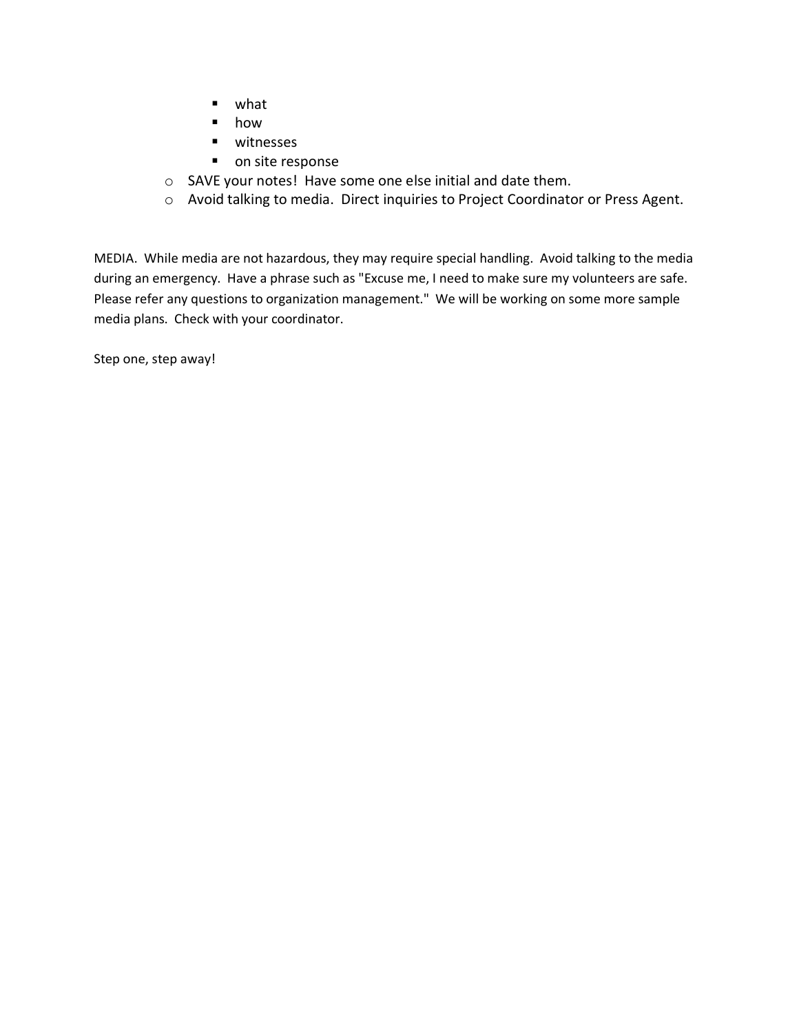- what
      - how
      - witnesses
      - on site response
  - SAVE your notes!  Have some one else initial and date them.
  - Avoid talking to media.  Direct inquiries to Project Coordinator or Press Agent.

MEDIA.  While media are not hazardous, they may require special handling.  Avoid talking to the media during an emergency.  Have a phrase such as "Excuse me, I need to make sure my volunteers are safe. Please refer any questions to organization management."  We will be working on some more sample media plans.  Check with your coordinator.

Step one, step away!